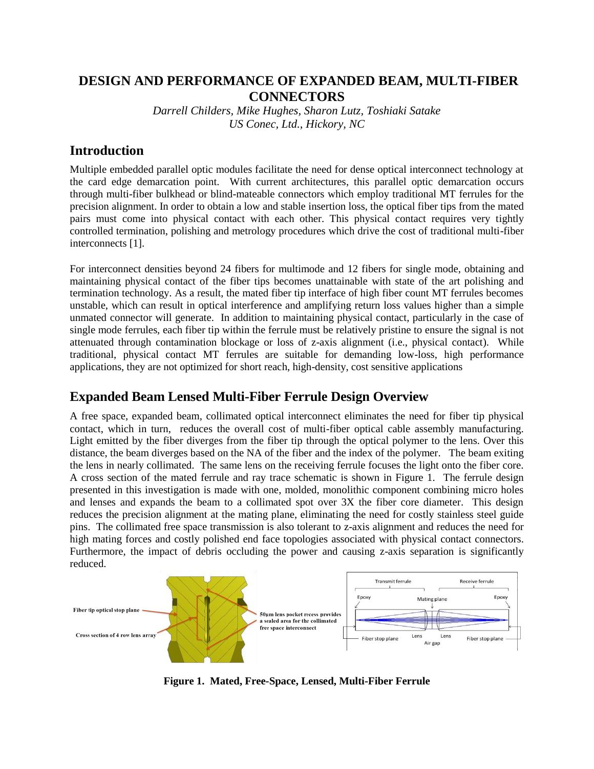# DESIGN AND PERFORMANCE OF EXPANDED BEAM, MULTI-FIBER CONNECTORS

*Darrell Childers, Mike Hughes, Sharon Lutz, Toshiaki Satake*
*US Conec, Ltd., Hickory, NC*

## Introduction

Multiple embedded parallel optic modules facilitate the need for dense optical interconnect technology at the card edge demarcation point. With current architectures, this parallel optic demarcation occurs through multi-fiber bulkhead or blind-mateable connectors which employ traditional MT ferrules for the precision alignment. In order to obtain a low and stable insertion loss, the optical fiber tips from the mated pairs must come into physical contact with each other. This physical contact requires very tightly controlled termination, polishing and metrology procedures which drive the cost of traditional multi-fiber interconnects [1].

For interconnect densities beyond 24 fibers for multimode and 12 fibers for single mode, obtaining and maintaining physical contact of the fiber tips becomes unattainable with state of the art polishing and termination technology. As a result, the mated fiber tip interface of high fiber count MT ferrules becomes unstable, which can result in optical interference and amplifying return loss values higher than a simple unmated connector will generate. In addition to maintaining physical contact, particularly in the case of single mode ferrules, each fiber tip within the ferrule must be relatively pristine to ensure the signal is not attenuated through contamination blockage or loss of z-axis alignment (i.e., physical contact). While traditional, physical contact MT ferrules are suitable for demanding low-loss, high performance applications, they are not optimized for short reach, high-density, cost sensitive applications

## Expanded Beam Lensed Multi-Fiber Ferrule Design Overview

A free space, expanded beam, collimated optical interconnect eliminates the need for fiber tip physical contact, which in turn, reduces the overall cost of multi-fiber optical cable assembly manufacturing. Light emitted by the fiber diverges from the fiber tip through the optical polymer to the lens. Over this distance, the beam diverges based on the NA of the fiber and the index of the polymer. The beam exiting the lens in nearly collimated. The same lens on the receiving ferrule focuses the light onto the fiber core. A cross section of the mated ferrule and ray trace schematic is shown in Figure 1. The ferrule design presented in this investigation is made with one, molded, monolithic component combining micro holes and lenses and expands the beam to a collimated spot over 3X the fiber core diameter. This design reduces the precision alignment at the mating plane, eliminating the need for costly stainless steel guide pins. The collimated free space transmission is also tolerant to z-axis alignment and reduces the need for high mating forces and costly polished end face topologies associated with physical contact connectors. Furthermore, the impact of debris occluding the power and causing z-axis separation is significantly reduced.

Fiber tip optical stop plane

Cross section of 4 row lens array

50µm lens pocket recess provides a sealed area for the collimated free space interconnect

Transmit ferrule | Receive ferrule | Epoxy | Mating plane | Epoxy | Fiber stop plane | Lens | Lens | Fiber stop plane | Air gap

**Figure 1. Mated, Free-Space, Lensed, Multi-Fiber Ferrule**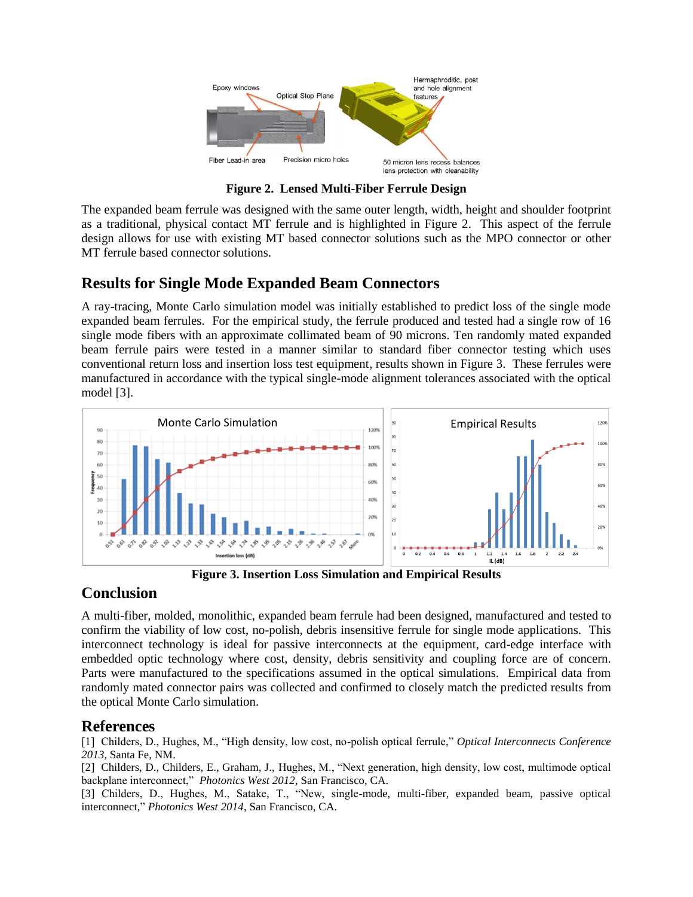Epoxy windows

Optical Stop Plane

Hermaphroditic, post and hole alignment features

Fiber Lead-in area

Precision micro holes

50 micron lens recess balances lens protection with cleanability

**Figure 2. Lensed Multi-Fiber Ferrule Design**

The expanded beam ferrule was designed with the same outer length, width, height and shoulder footprint as a traditional, physical contact MT ferrule and is highlighted in Figure 2. This aspect of the ferrule design allows for use with existing MT based connector solutions such as the MPO connector or other MT ferrule based connector solutions.

## Results for Single Mode Expanded Beam Connectors

A ray-tracing, Monte Carlo simulation model was initially established to predict loss of the single mode expanded beam ferrules. For the empirical study, the ferrule produced and tested had a single row of 16 single mode fibers with an approximate collimated beam of 90 microns. Ten randomly mated expanded beam ferrule pairs were tested in a manner similar to standard fiber connector testing which uses conventional return loss and insertion loss test equipment, results shown in Figure 3. These ferrules were manufactured in accordance with the typical single-mode alignment tolerances associated with the optical model [3].

Monte Carlo Simulation

Frequency

Insertion loss (dB)

Empirical Results

IL (dB)

**Figure 3. Insertion Loss Simulation and Empirical Results**

## Conclusion

A multi-fiber, molded, monolithic, expanded beam ferrule had been designed, manufactured and tested to confirm the viability of low cost, no-polish, debris insensitive ferrule for single mode applications. This interconnect technology is ideal for passive interconnects at the equipment, card-edge interface with embedded optic technology where cost, density, debris sensitivity and coupling force are of concern. Parts were manufactured to the specifications assumed in the optical simulations. Empirical data from randomly mated connector pairs was collected and confirmed to closely match the predicted results from the optical Monte Carlo simulation.

## References

[1] Childers, D., Hughes, M., "High density, low cost, no-polish optical ferrule," *Optical Interconnects Conference 2013*, Santa Fe, NM.

[2] Childers, D., Childers, E., Graham, J., Hughes, M., "Next generation, high density, low cost, multimode optical backplane interconnect," *Photonics West 2012*, San Francisco, CA.

[3] Childers, D., Hughes, M., Satake, T., "New, single-mode, multi-fiber, expanded beam, passive optical interconnect," *Photonics West 2014*, San Francisco, CA.